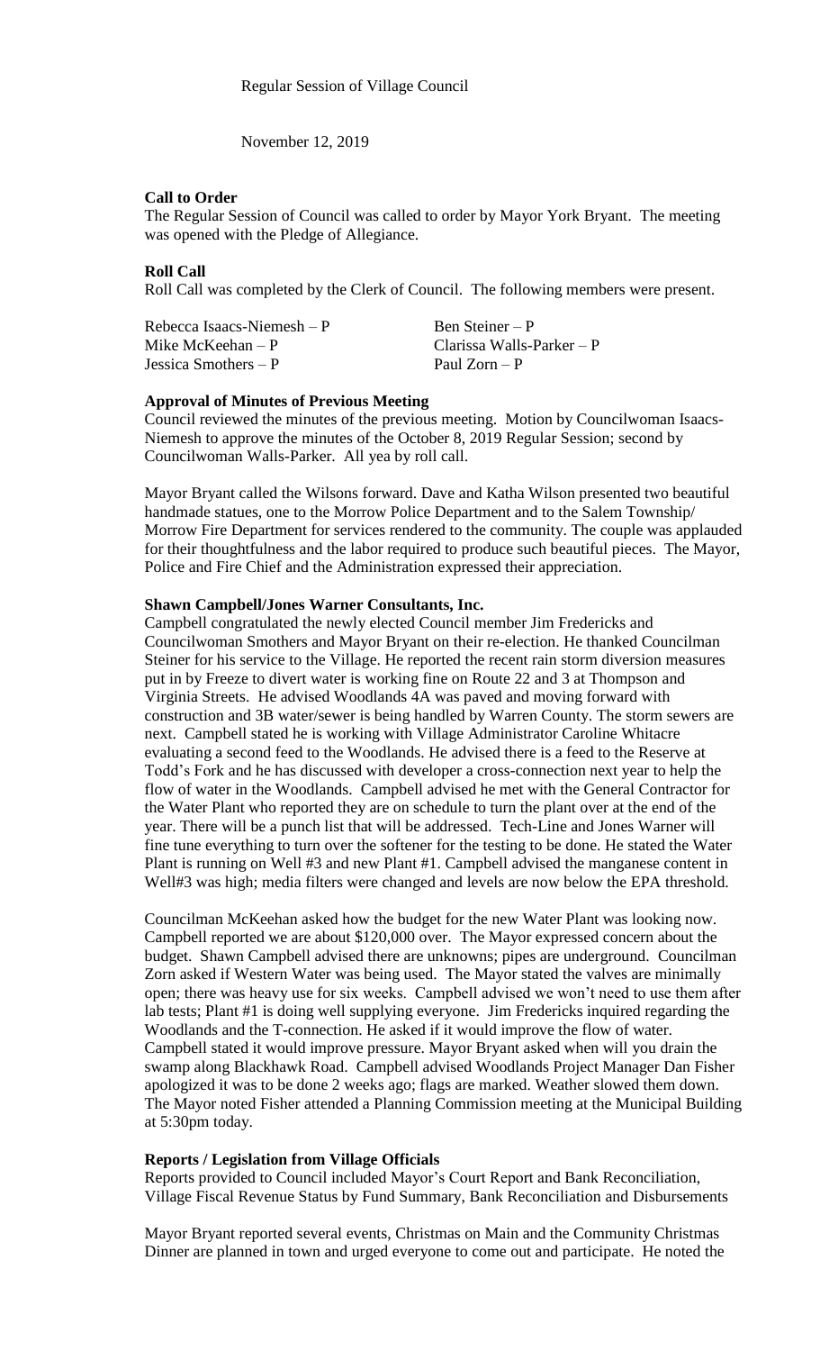Regular Session of Village Council

November 12, 2019

**Call to Order**

The Regular Session of Council was called to order by Mayor York Bryant. The meeting was opened with the Pledge of Allegiance.

**Roll Call**

Roll Call was completed by the Clerk of Council. The following members were present.

| | |
|---|---|
| Rebecca Isaacs-Niemesh – P | Ben Steiner – P |
| Mike McKeehan – P | Clarissa Walls-Parker – P |
| Jessica Smothers – P | Paul Zorn – P |

**Approval of Minutes of Previous Meeting**

Council reviewed the minutes of the previous meeting. Motion by Councilwoman Isaacs-Niemesh to approve the minutes of the October 8, 2019 Regular Session; second by Councilwoman Walls-Parker. All yea by roll call.

Mayor Bryant called the Wilsons forward. Dave and Katha Wilson presented two beautiful handmade statues, one to the Morrow Police Department and to the Salem Township/ Morrow Fire Department for services rendered to the community. The couple was applauded for their thoughtfulness and the labor required to produce such beautiful pieces. The Mayor, Police and Fire Chief and the Administration expressed their appreciation.

**Shawn Campbell/Jones Warner Consultants, Inc.**

Campbell congratulated the newly elected Council member Jim Fredericks and Councilwoman Smothers and Mayor Bryant on their re-election. He thanked Councilman Steiner for his service to the Village. He reported the recent rain storm diversion measures put in by Freeze to divert water is working fine on Route 22 and 3 at Thompson and Virginia Streets. He advised Woodlands 4A was paved and moving forward with construction and 3B water/sewer is being handled by Warren County. The storm sewers are next. Campbell stated he is working with Village Administrator Caroline Whitacre evaluating a second feed to the Woodlands. He advised there is a feed to the Reserve at Todd's Fork and he has discussed with developer a cross-connection next year to help the flow of water in the Woodlands. Campbell advised he met with the General Contractor for the Water Plant who reported they are on schedule to turn the plant over at the end of the year. There will be a punch list that will be addressed. Tech-Line and Jones Warner will fine tune everything to turn over the softener for the testing to be done. He stated the Water Plant is running on Well #3 and new Plant #1. Campbell advised the manganese content in Well#3 was high; media filters were changed and levels are now below the EPA threshold.

Councilman McKeehan asked how the budget for the new Water Plant was looking now. Campbell reported we are about $120,000 over. The Mayor expressed concern about the budget. Shawn Campbell advised there are unknowns; pipes are underground. Councilman Zorn asked if Western Water was being used. The Mayor stated the valves are minimally open; there was heavy use for six weeks. Campbell advised we won't need to use them after lab tests; Plant #1 is doing well supplying everyone. Jim Fredericks inquired regarding the Woodlands and the T-connection. He asked if it would improve the flow of water. Campbell stated it would improve pressure. Mayor Bryant asked when will you drain the swamp along Blackhawk Road. Campbell advised Woodlands Project Manager Dan Fisher apologized it was to be done 2 weeks ago; flags are marked. Weather slowed them down. The Mayor noted Fisher attended a Planning Commission meeting at the Municipal Building at 5:30pm today.

**Reports / Legislation from Village Officials**

Reports provided to Council included Mayor's Court Report and Bank Reconciliation, Village Fiscal Revenue Status by Fund Summary, Bank Reconciliation and Disbursements

Mayor Bryant reported several events, Christmas on Main and the Community Christmas Dinner are planned in town and urged everyone to come out and participate. He noted the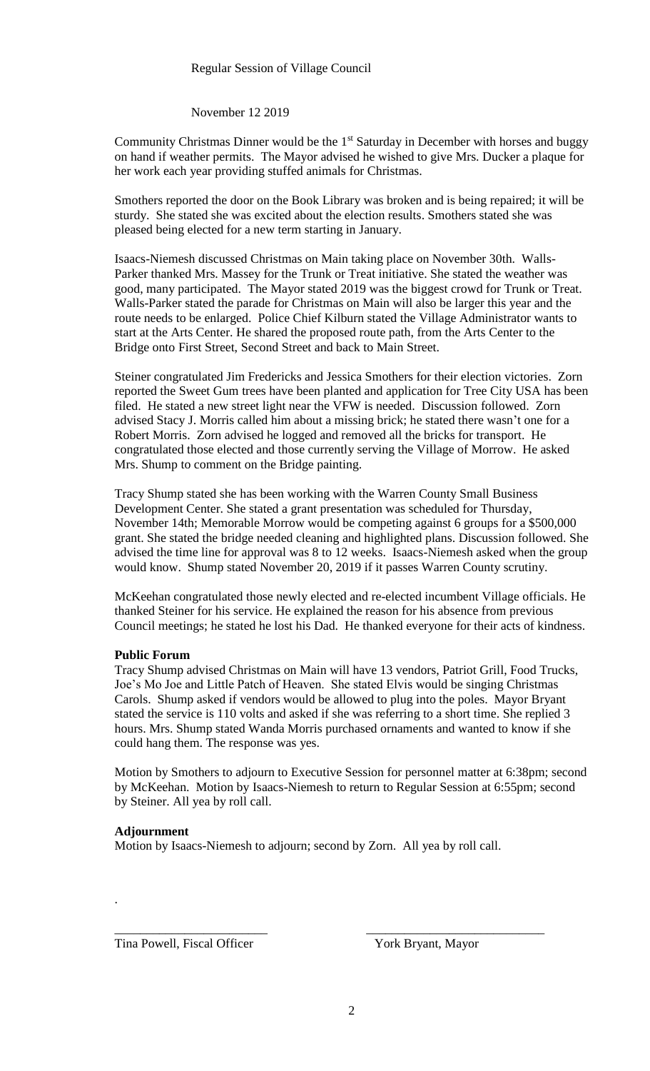Regular Session of Village Council

November 12 2019

Community Christmas Dinner would be the 1st Saturday in December with horses and buggy on hand if weather permits. The Mayor advised he wished to give Mrs. Ducker a plaque for her work each year providing stuffed animals for Christmas.

Smothers reported the door on the Book Library was broken and is being repaired; it will be sturdy. She stated she was excited about the election results. Smothers stated she was pleased being elected for a new term starting in January.

Isaacs-Niemesh discussed Christmas on Main taking place on November 30th. Walls-Parker thanked Mrs. Massey for the Trunk or Treat initiative. She stated the weather was good, many participated. The Mayor stated 2019 was the biggest crowd for Trunk or Treat. Walls-Parker stated the parade for Christmas on Main will also be larger this year and the route needs to be enlarged. Police Chief Kilburn stated the Village Administrator wants to start at the Arts Center. He shared the proposed route path, from the Arts Center to the Bridge onto First Street, Second Street and back to Main Street.

Steiner congratulated Jim Fredericks and Jessica Smothers for their election victories. Zorn reported the Sweet Gum trees have been planted and application for Tree City USA has been filed. He stated a new street light near the VFW is needed. Discussion followed. Zorn advised Stacy J. Morris called him about a missing brick; he stated there wasn't one for a Robert Morris. Zorn advised he logged and removed all the bricks for transport. He congratulated those elected and those currently serving the Village of Morrow. He asked Mrs. Shump to comment on the Bridge painting.

Tracy Shump stated she has been working with the Warren County Small Business Development Center. She stated a grant presentation was scheduled for Thursday, November 14th; Memorable Morrow would be competing against 6 groups for a $500,000 grant. She stated the bridge needed cleaning and highlighted plans. Discussion followed. She advised the time line for approval was 8 to 12 weeks. Isaacs-Niemesh asked when the group would know. Shump stated November 20, 2019 if it passes Warren County scrutiny.

McKeehan congratulated those newly elected and re-elected incumbent Village officials. He thanked Steiner for his service. He explained the reason for his absence from previous Council meetings; he stated he lost his Dad. He thanked everyone for their acts of kindness.

**Public Forum**

Tracy Shump advised Christmas on Main will have 13 vendors, Patriot Grill, Food Trucks, Joe's Mo Joe and Little Patch of Heaven. She stated Elvis would be singing Christmas Carols. Shump asked if vendors would be allowed to plug into the poles. Mayor Bryant stated the service is 110 volts and asked if she was referring to a short time. She replied 3 hours. Mrs. Shump stated Wanda Morris purchased ornaments and wanted to know if she could hang them. The response was yes.

Motion by Smothers to adjourn to Executive Session for personnel matter at 6:38pm; second by McKeehan. Motion by Isaacs-Niemesh to return to Regular Session at 6:55pm; second by Steiner. All yea by roll call.

**Adjournment**

Motion by Isaacs-Niemesh to adjourn; second by Zorn. All yea by roll call.

.

\_\_\_\_\_\_\_\_\_\_\_\_\_\_\_\_\_\_\_\_\_\_\_\_ \_\_\_\_\_\_\_\_\_\_\_\_\_\_\_\_\_\_\_\_\_\_\_\_\_\_\_\_

Tina Powell, Fiscal Officer York Bryant, Mayor